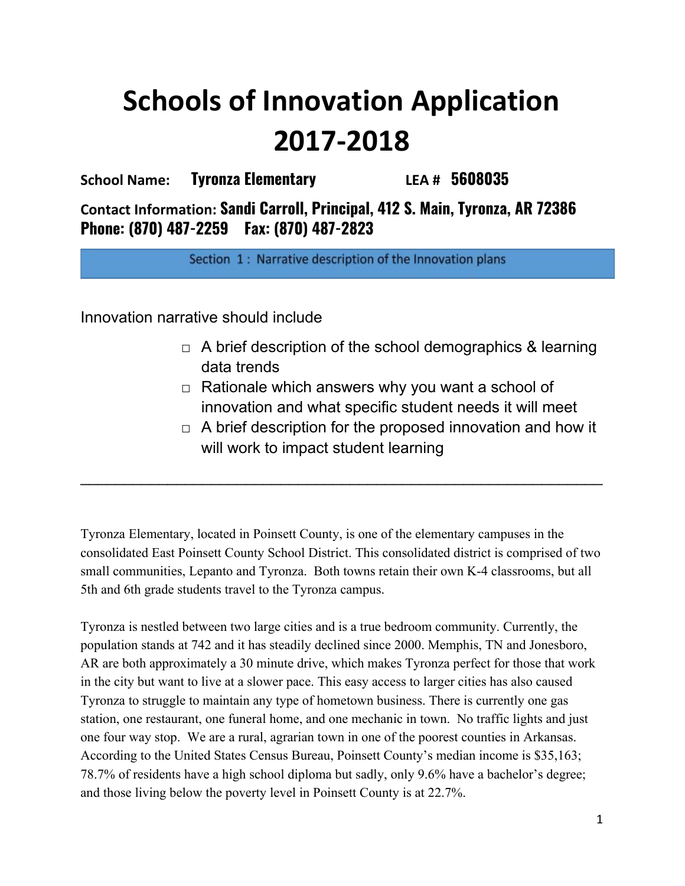# Schools of Innovation Application 2017-2018

**School Name:** **Tyronza Elementary** **LEA #** **5608035**

**Contact Information:** **Sandi Carroll, Principal, 412 S. Main, Tyronza, AR 72386**
**Phone: (870) 487-2259 Fax: (870) 487-2823**

## Section 1 : Narrative description of the Innovation plans

Innovation narrative should include

- ◻ A brief description of the school demographics & learning data trends
- ◻ Rationale which answers why you want a school of innovation and what specific student needs it will meet
- ◻ A brief description for the proposed innovation and how it will work to impact student learning

---

Tyronza Elementary, located in Poinsett County, is one of the elementary campuses in the consolidated East Poinsett County School District. This consolidated district is comprised of two small communities, Lepanto and Tyronza. Both towns retain their own K-4 classrooms, but all 5th and 6th grade students travel to the Tyronza campus.

Tyronza is nestled between two large cities and is a true bedroom community. Currently, the population stands at 742 and it has steadily declined since 2000. Memphis, TN and Jonesboro, AR are both approximately a 30 minute drive, which makes Tyronza perfect for those that work in the city but want to live at a slower pace. This easy access to larger cities has also caused Tyronza to struggle to maintain any type of hometown business. There is currently one gas station, one restaurant, one funeral home, and one mechanic in town. No traffic lights and just one four way stop. We are a rural, agrarian town in one of the poorest counties in Arkansas. According to the United States Census Bureau, Poinsett County's median income is $35,163; 78.7% of residents have a high school diploma but sadly, only 9.6% have a bachelor's degree; and those living below the poverty level in Poinsett County is at 22.7%.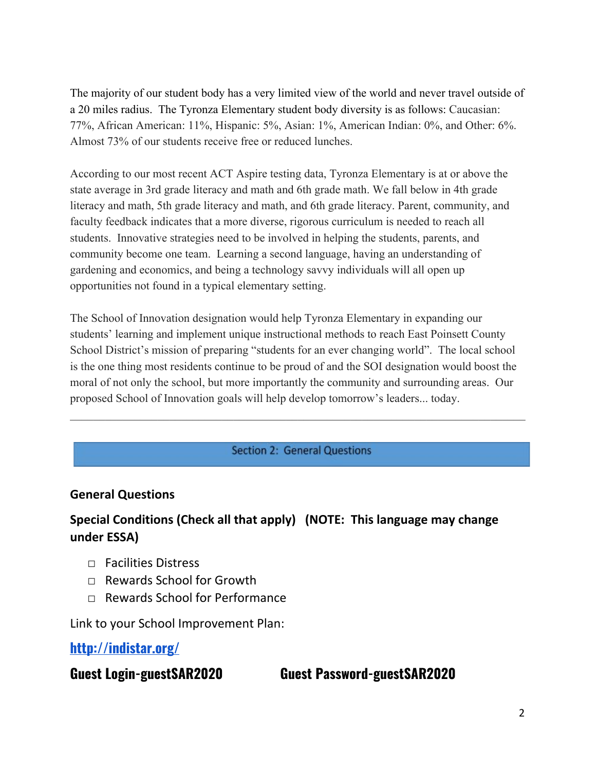The majority of our student body has a very limited view of the world and never travel outside of a 20 miles radius. The Tyronza Elementary student body diversity is as follows: Caucasian: 77%, African American: 11%, Hispanic: 5%, Asian: 1%, American Indian: 0%, and Other: 6%. Almost 73% of our students receive free or reduced lunches.

According to our most recent ACT Aspire testing data, Tyronza Elementary is at or above the state average in 3rd grade literacy and math and 6th grade math. We fall below in 4th grade literacy and math, 5th grade literacy and math, and 6th grade literacy. Parent, community, and faculty feedback indicates that a more diverse, rigorous curriculum is needed to reach all students. Innovative strategies need to be involved in helping the students, parents, and community become one team. Learning a second language, having an understanding of gardening and economics, and being a technology savvy individuals will all open up opportunities not found in a typical elementary setting.

The School of Innovation designation would help Tyronza Elementary in expanding our students' learning and implement unique instructional methods to reach East Poinsett County School District's mission of preparing "students for an ever changing world". The local school is the one thing most residents continue to be proud of and the SOI designation would boost the moral of not only the school, but more importantly the community and surrounding areas. Our proposed School of Innovation goals will help develop tomorrow's leaders... today.

---

## Section 2: General Questions

### General Questions

### Special Conditions (Check all that apply) (NOTE: This language may change under ESSA)

- ☐ Facilities Distress
- ☐ Rewards School for Growth
- ☐ Rewards School for Performance

Link to your School Improvement Plan:

**[http://indistar.org/](http://indistar.org/)**

**Guest Login-guestSAR2020** **Guest Password-guestSAR2020**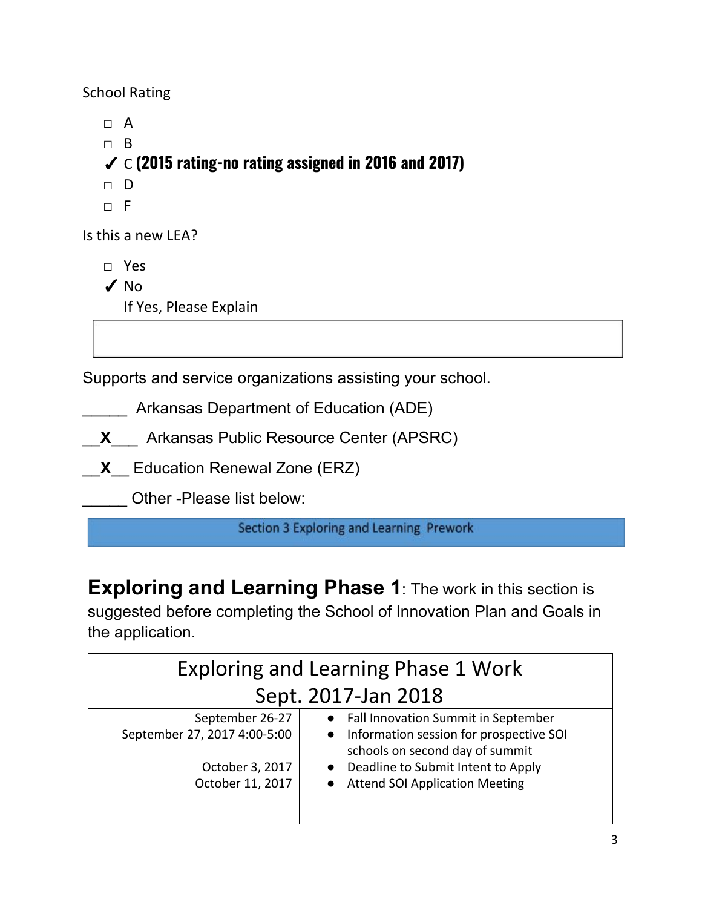School Rating

- □ A
- □ B
- ✓ C **(2015 rating-no rating assigned in 2016 and 2017)**
- □ D
- □ F

Is this a new LEA?

- □ Yes
- ✓ No

  If Yes, Please Explain

Supports and service organizations assisting your school.

_____ Arkansas Department of Education (ADE)

__**X**___ Arkansas Public Resource Center (APSRC)

__**X**__ Education Renewal Zone (ERZ)

_____ Other -Please list below:

## Section 3 Exploring and Learning Prework

**Exploring and Learning Phase 1**: The work in this section is suggested before completing the School of Innovation Plan and Goals in the application.

| Exploring and Learning Phase 1 Work Sept. 2017-Jan 2018 | |
|---|---|
| September 26-27<br>September 27, 2017 4:00-5:00<br><br>October 3, 2017<br>October 11, 2017 | • Fall Innovation Summit in September<br>• Information session for prospective SOI schools on second day of summit<br>• Deadline to Submit Intent to Apply<br>• Attend SOI Application Meeting |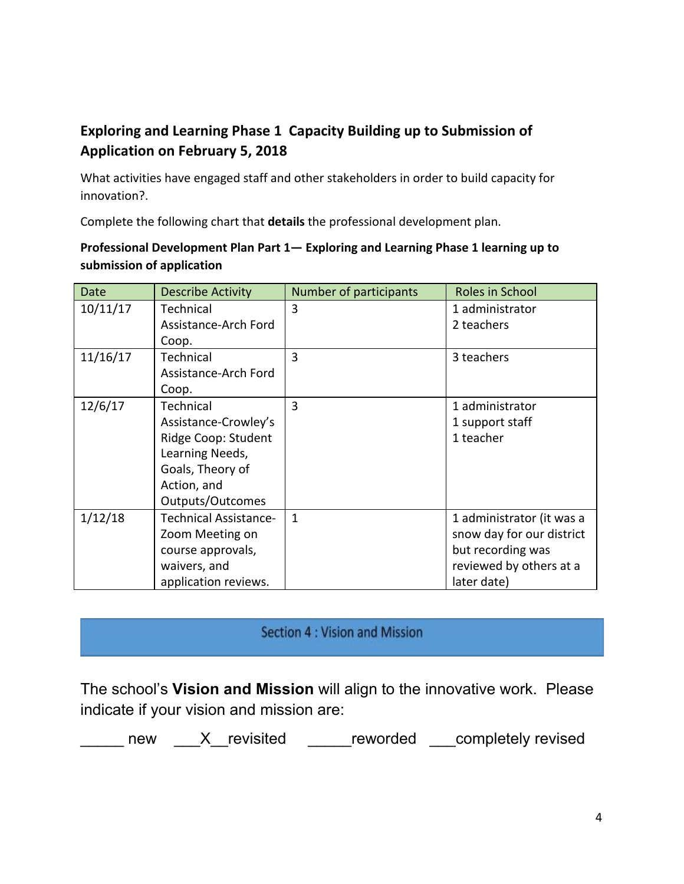## Exploring and Learning Phase 1 Capacity Building up to Submission of Application on February 5, 2018

What activities have engaged staff and other stakeholders in order to build capacity for innovation?.

Complete the following chart that **details** the professional development plan.

**Professional Development Plan Part 1— Exploring and Learning Phase 1 learning up to submission of application**

| Date | Describe Activity | Number of participants | Roles in School |
|---|---|---|---|
| 10/11/17 | Technical Assistance-Arch Ford Coop. | 3 | 1 administrator<br>2 teachers |
| 11/16/17 | Technical Assistance-Arch Ford Coop. | 3 | 3 teachers |
| 12/6/17 | Technical Assistance-Crowley's Ridge Coop: Student Learning Needs, Goals, Theory of Action, and Outputs/Outcomes | 3 | 1 administrator<br>1 support staff<br>1 teacher |
| 1/12/18 | Technical Assistance-Zoom Meeting on course approvals, waivers, and application reviews. | 1 | 1 administrator (it was a snow day for our district but recording was reviewed by others at a later date) |

## Section 4 : Vision and Mission

The school's **Vision and Mission** will align to the innovative work. Please indicate if your vision and mission are:

_____ new ___X__revisited _____reworded ___completely revised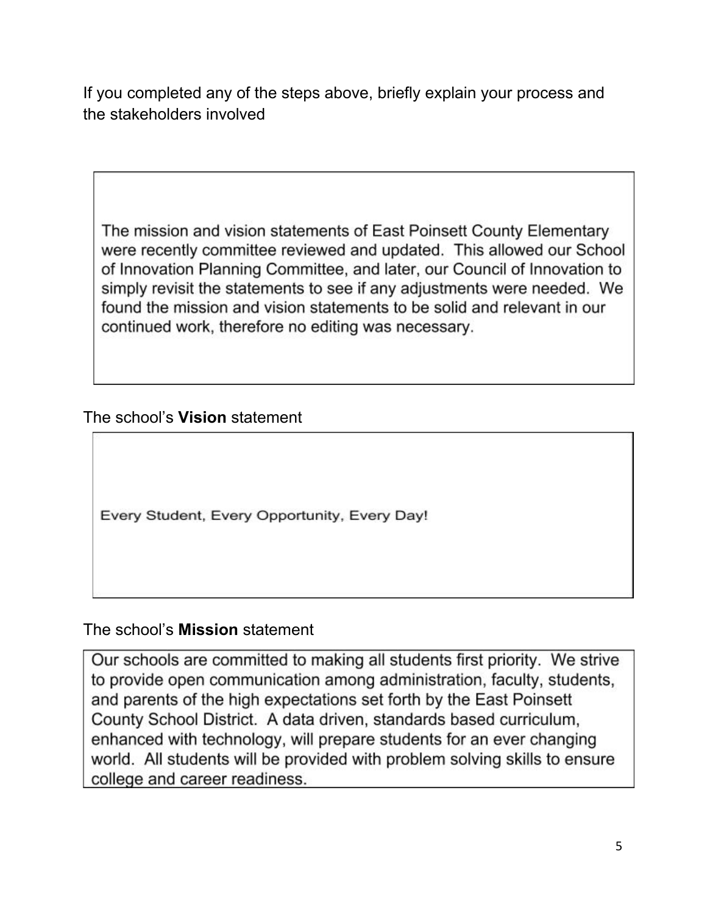If you completed any of the steps above, briefly explain your process and the stakeholders involved

The mission and vision statements of East Poinsett County Elementary were recently committee reviewed and updated. This allowed our School of Innovation Planning Committee, and later, our Council of Innovation to simply revisit the statements to see if any adjustments were needed. We found the mission and vision statements to be solid and relevant in our continued work, therefore no editing was necessary.

The school's **Vision** statement

Every Student, Every Opportunity, Every Day!

The school's **Mission** statement

Our schools are committed to making all students first priority. We strive to provide open communication among administration, faculty, students, and parents of the high expectations set forth by the East Poinsett County School District. A data driven, standards based curriculum, enhanced with technology, will prepare students for an ever changing world. All students will be provided with problem solving skills to ensure college and career readiness.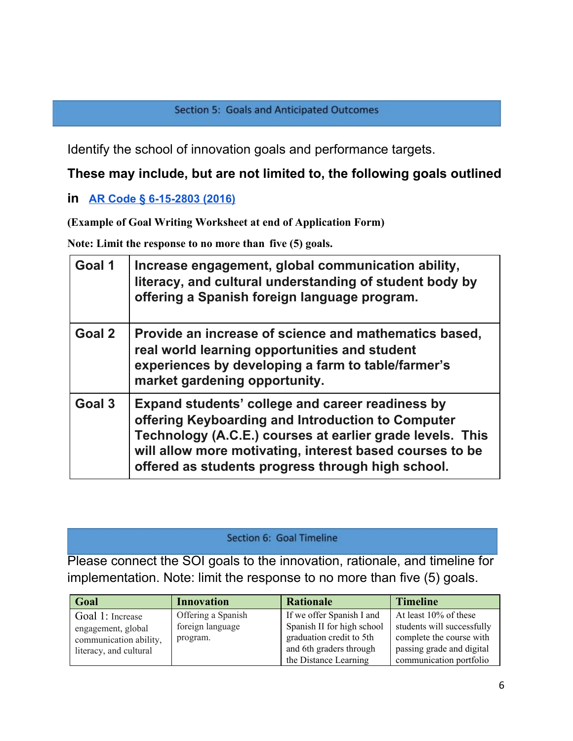## Section 5: Goals and Anticipated Outcomes

Identify the school of innovation goals and performance targets.

**These may include, but are not limited to, the following goals outlined in AR Code § 6-15-2803 (2016)**

**(Example of Goal Writing Worksheet at end of Application Form)**

**Note: Limit the response to no more than five (5) goals.**

| | |
|---|---|
| **Goal 1** | **Increase engagement, global communication ability, literacy, and cultural understanding of student body by offering a Spanish foreign language program.** |
| **Goal 2** | **Provide an increase of science and mathematics based, real world learning opportunities and student experiences by developing a farm to table/farmer's market gardening opportunity.** |
| **Goal 3** | **Expand students' college and career readiness by offering Keyboarding and Introduction to Computer Technology (A.C.E.) courses at earlier grade levels. This will allow more motivating, interest based courses to be offered as students progress through high school.** |

## Section 6: Goal Timeline

Please connect the SOI goals to the innovation, rationale, and timeline for implementation. Note: limit the response to no more than five (5) goals.

| Goal | Innovation | Rationale | Timeline |
|---|---|---|---|
| Goal 1: Increase engagement, global communication ability, literacy, and cultural | Offering a Spanish foreign language program. | If we offer Spanish I and Spanish II for high school graduation credit to 5th and 6th graders through the Distance Learning | At least 10% of these students will successfully complete the course with passing grade and digital communication portfolio |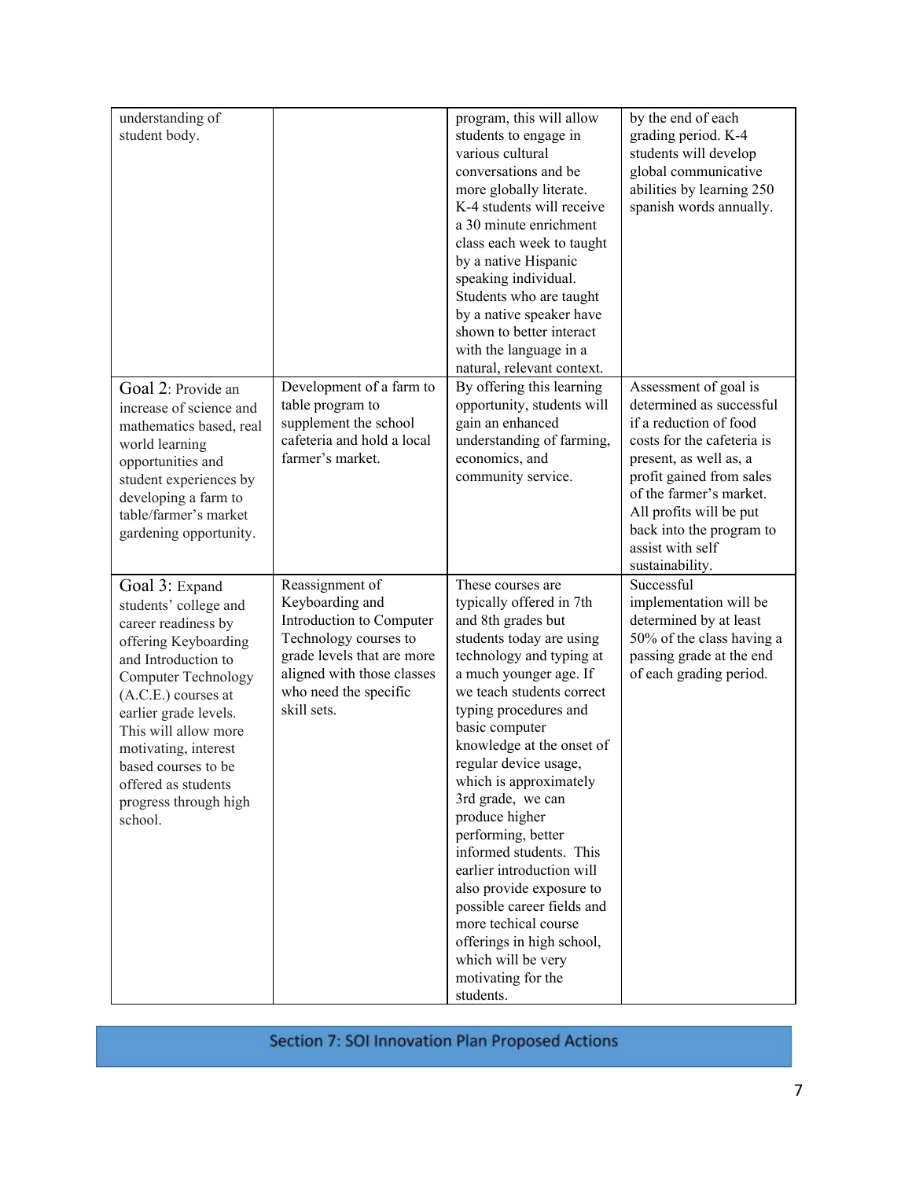| | | | |
|---|---|---|---|
| understanding of student body. | | program, this will allow students to engage in various cultural conversations and be more globally literate. K-4 students will receive a 30 minute enrichment class each week to taught by a native Hispanic speaking individual. Students who are taught by a native speaker have shown to better interact with the language in a natural, relevant context. | by the end of each grading period. K-4 students will develop global communicative abilities by learning 250 spanish words annually. |
| Goal 2: Provide an increase of science and mathematics based, real world learning opportunities and student experiences by developing a farm to table/farmer's market gardening opportunity. | Development of a farm to table program to supplement the school cafeteria and hold a local farmer's market. | By offering this learning opportunity, students will gain an enhanced understanding of farming, economics, and community service. | Assessment of goal is determined as successful if a reduction of food costs for the cafeteria is present, as well as, a profit gained from sales of the farmer's market. All profits will be put back into the program to assist with self sustainability. |
| Goal 3: Expand students' college and career readiness by offering Keyboarding and Introduction to Computer Technology (A.C.E.) courses at earlier grade levels. This will allow more motivating, interest based courses to be offered as students progress through high school. | Reassignment of Keyboarding and Introduction to Computer Technology courses to grade levels that are more aligned with those classes who need the specific skill sets. | These courses are typically offered in 7th and 8th grades but students today are using technology and typing at a much younger age. If we teach students correct typing procedures and basic computer knowledge at the onset of regular device usage, which is approximately 3rd grade, we can produce higher performing, better informed students. This earlier introduction will also provide exposure to possible career fields and more techical course offerings in high school, which will be very motivating for the students. | Successful implementation will be determined by at least 50% of the class having a passing grade at the end of each grading period. |

## Section 7: SOI Innovation Plan Proposed Actions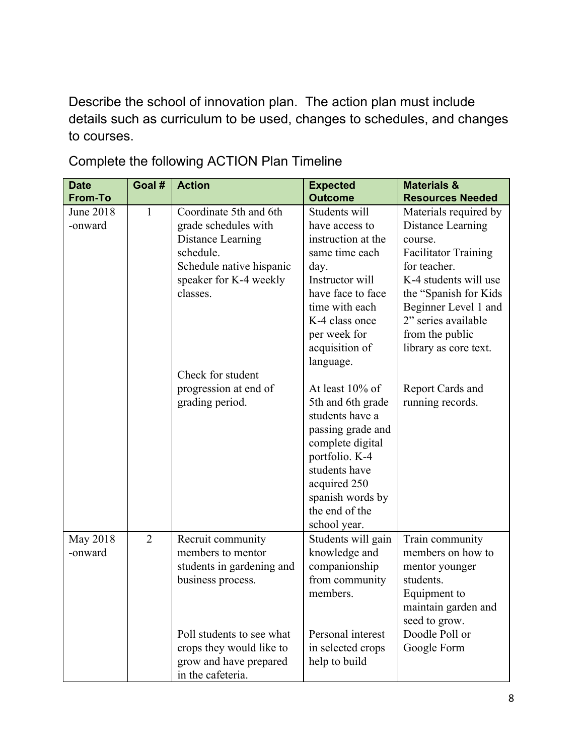Describe the school of innovation plan. The action plan must include details such as curriculum to be used, changes to schedules, and changes to courses.

Complete the following ACTION Plan Timeline

| Date From-To | Goal # | Action | Expected Outcome | Materials & Resources Needed |
|---|---|---|---|---|
| June 2018 -onward | 1 | Coordinate 5th and 6th grade schedules with Distance Learning schedule.<br>Schedule native hispanic speaker for K-4 weekly classes. | Students will have access to instruction at the same time each day.<br>Instructor will have face to face time with each K-4 class once per week for acquisition of language. | Materials required by Distance Learning course.<br>Facilitator Training for teacher.<br>K-4 students will use the "Spanish for Kids Beginner Level 1 and 2" series available from the public library as core text. |
| | | Check for student progression at end of grading period. | At least 10% of 5th and 6th grade students have a passing grade and complete digital portfolio. K-4 students have acquired 250 spanish words by the end of the school year. | Report Cards and running records. |
| May 2018 -onward | 2 | Recruit community members to mentor students in gardening and business process. | Students will gain knowledge and companionship from community members. | Train community members on how to mentor younger students.<br>Equipment to maintain garden and seed to grow. |
| | | Poll students to see what crops they would like to grow and have prepared in the cafeteria. | Personal interest in selected crops help to build | Doodle Poll or Google Form |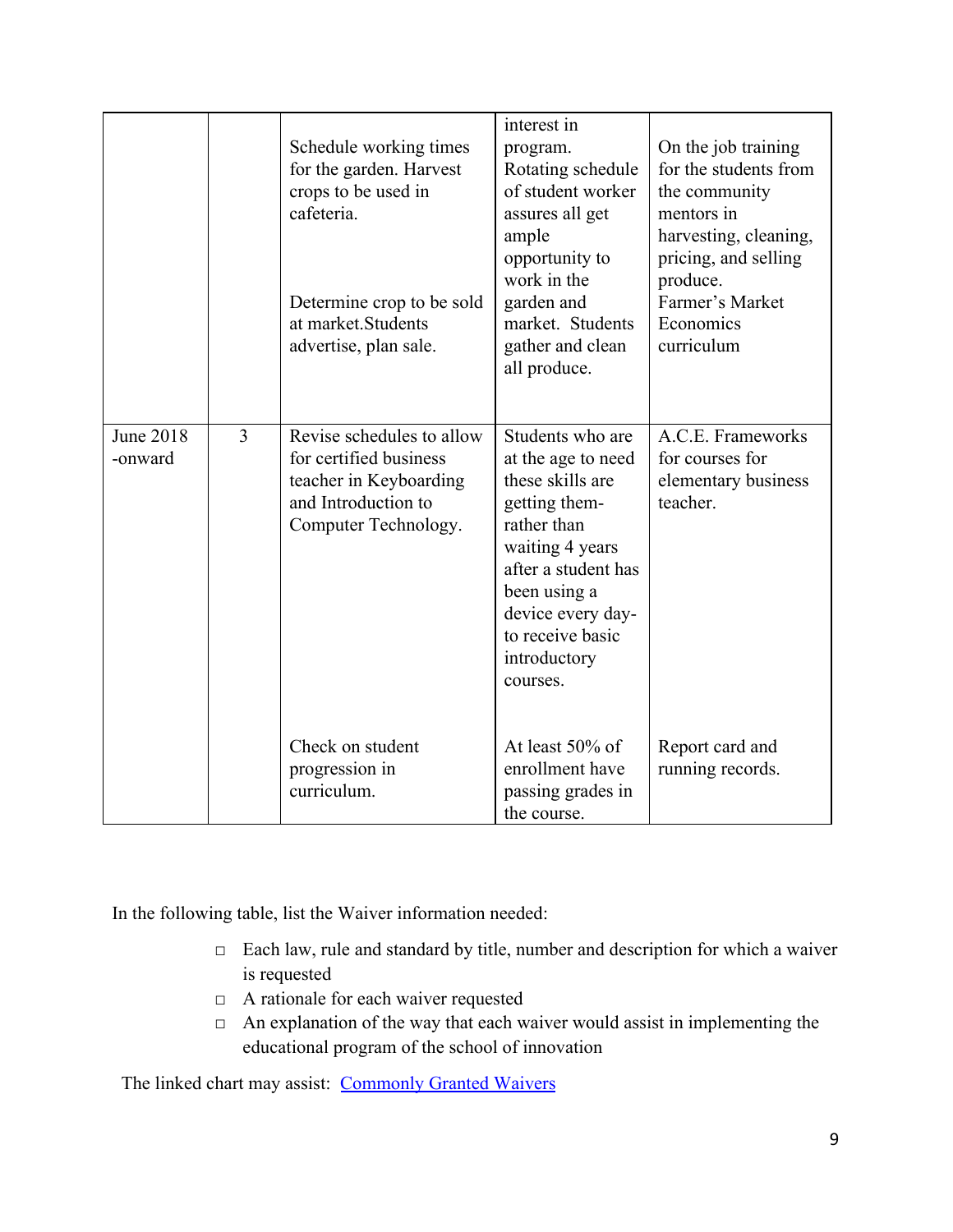| | | | | |
|---|---|---|---|---|
| | | Schedule working times for the garden. Harvest crops to be used in cafeteria.<br><br>Determine crop to be sold at market.Students advertise, plan sale. | interest in program. Rotating schedule of student worker assures all get ample opportunity to work in the garden and market. Students gather and clean all produce. | On the job training for the students from the community mentors in harvesting, cleaning, pricing, and selling produce. Farmer's Market Economics curriculum |
| June 2018 -onward | 3 | Revise schedules to allow for certified business teacher in Keyboarding and Introduction to Computer Technology. | Students who are at the age to need these skills are getting them- rather than waiting 4 years after a student has been using a device every day- to receive basic introductory courses. | A.C.E. Frameworks for courses for elementary business teacher. |
| | | Check on student progression in curriculum. | At least 50% of enrollment have passing grades in the course. | Report card and running records. |

In the following table, list the Waiver information needed:

- Each law, rule and standard by title, number and description for which a waiver is requested
- A rationale for each waiver requested
- An explanation of the way that each waiver would assist in implementing the educational program of the school of innovation

The linked chart may assist: Commonly Granted Waivers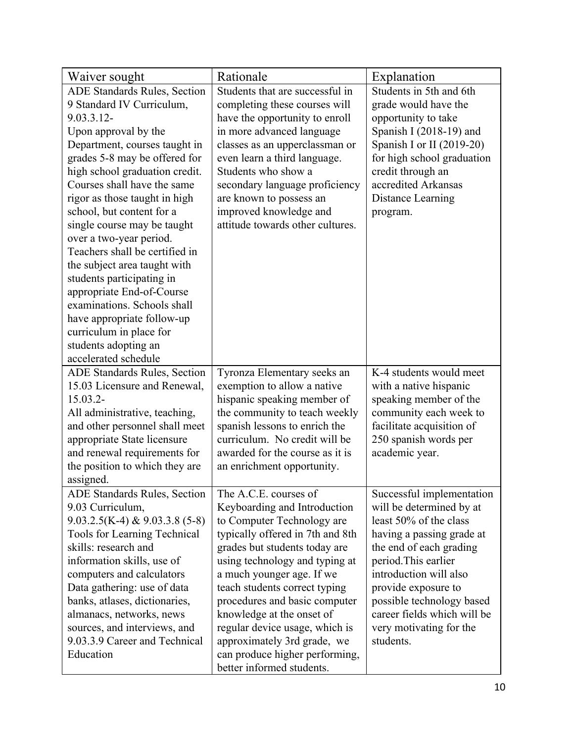| Waiver sought | Rationale | Explanation |
| --- | --- | --- |
| ADE Standards Rules, Section 9 Standard IV Curriculum, 9.03.3.12- Upon approval by the Department, courses taught in grades 5-8 may be offered for high school graduation credit. Courses shall have the same rigor as those taught in high school, but content for a single course may be taught over a two-year period. Teachers shall be certified in the subject area taught with students participating in appropriate End-of-Course examinations. Schools shall have appropriate follow-up curriculum in place for students adopting an accelerated schedule | Students that are successful in completing these courses will have the opportunity to enroll in more advanced language classes as an upperclassman or even learn a third language. Students who show a secondary language proficiency are known to possess an improved knowledge and attitude towards other cultures. | Students in 5th and 6th grade would have the opportunity to take Spanish I (2018-19) and Spanish I or II (2019-20) for high school graduation credit through an accredited Arkansas Distance Learning program. |
| ADE Standards Rules, Section 15.03 Licensure and Renewal, 15.03.2- All administrative, teaching, and other personnel shall meet appropriate State licensure and renewal requirements for the position to which they are assigned. | Tyronza Elementary seeks an exemption to allow a native hispanic speaking member of the community to teach weekly spanish lessons to enrich the curriculum. No credit will be awarded for the course as it is an enrichment opportunity. | K-4 students would meet with a native hispanic speaking member of the community each week to facilitate acquisition of 250 spanish words per academic year. |
| ADE Standards Rules, Section 9.03 Curriculum, 9.03.2.5(K-4) & 9.03.3.8 (5-8) Tools for Learning Technical skills: research and information skills, use of computers and calculators Data gathering: use of data banks, atlases, dictionaries, almanacs, networks, news sources, and interviews, and 9.03.3.9 Career and Technical Education | The A.C.E. courses of Keyboarding and Introduction to Computer Technology are typically offered in 7th and 8th grades but students today are using technology and typing at a much younger age. If we teach students correct typing procedures and basic computer knowledge at the onset of regular device usage, which is approximately 3rd grade, we can produce higher performing, better informed students. | Successful implementation will be determined by at least 50% of the class having a passing grade at the end of each grading period.This earlier introduction will also provide exposure to possible technology based career fields which will be very motivating for the students. |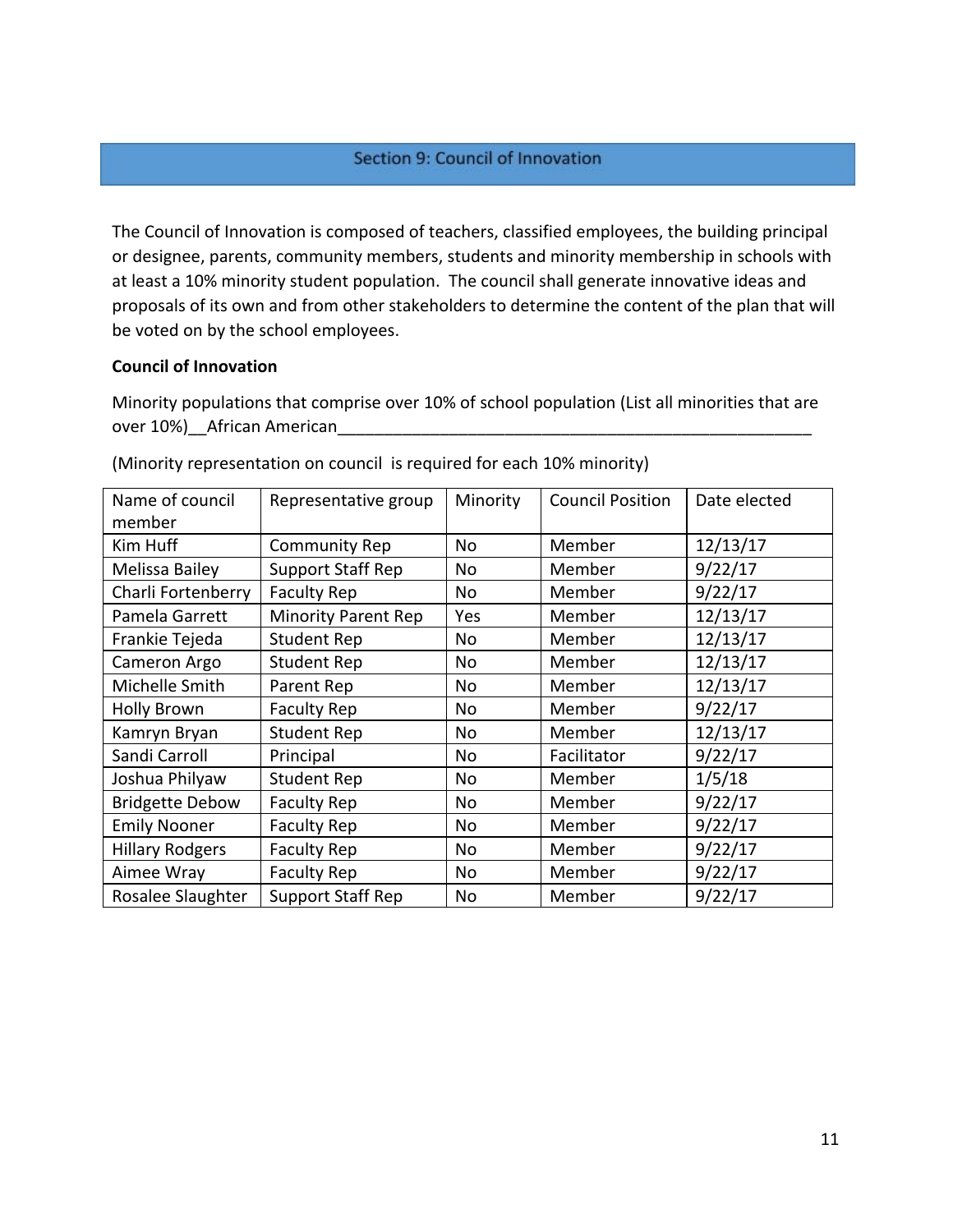## Section 9: Council of Innovation

The Council of Innovation is composed of teachers, classified employees, the building principal or designee, parents, community members, students and minority membership in schools with at least a 10% minority student population. The council shall generate innovative ideas and proposals of its own and from other stakeholders to determine the content of the plan that will be voted on by the school employees.

**Council of Innovation**

Minority populations that comprise over 10% of school population (List all minorities that are over 10%)__African American___________________________________________________

(Minority representation on council is required for each 10% minority)

| Name of council member | Representative group | Minority | Council Position | Date elected |
|---|---|---|---|---|
| Kim Huff | Community Rep | No | Member | 12/13/17 |
| Melissa Bailey | Support Staff Rep | No | Member | 9/22/17 |
| Charli Fortenberry | Faculty Rep | No | Member | 9/22/17 |
| Pamela Garrett | Minority Parent Rep | Yes | Member | 12/13/17 |
| Frankie Tejeda | Student Rep | No | Member | 12/13/17 |
| Cameron Argo | Student Rep | No | Member | 12/13/17 |
| Michelle Smith | Parent Rep | No | Member | 12/13/17 |
| Holly Brown | Faculty Rep | No | Member | 9/22/17 |
| Kamryn Bryan | Student Rep | No | Member | 12/13/17 |
| Sandi Carroll | Principal | No | Facilitator | 9/22/17 |
| Joshua Philyaw | Student Rep | No | Member | 1/5/18 |
| Bridgette Debow | Faculty Rep | No | Member | 9/22/17 |
| Emily Nooner | Faculty Rep | No | Member | 9/22/17 |
| Hillary Rodgers | Faculty Rep | No | Member | 9/22/17 |
| Aimee Wray | Faculty Rep | No | Member | 9/22/17 |
| Rosalee Slaughter | Support Staff Rep | No | Member | 9/22/17 |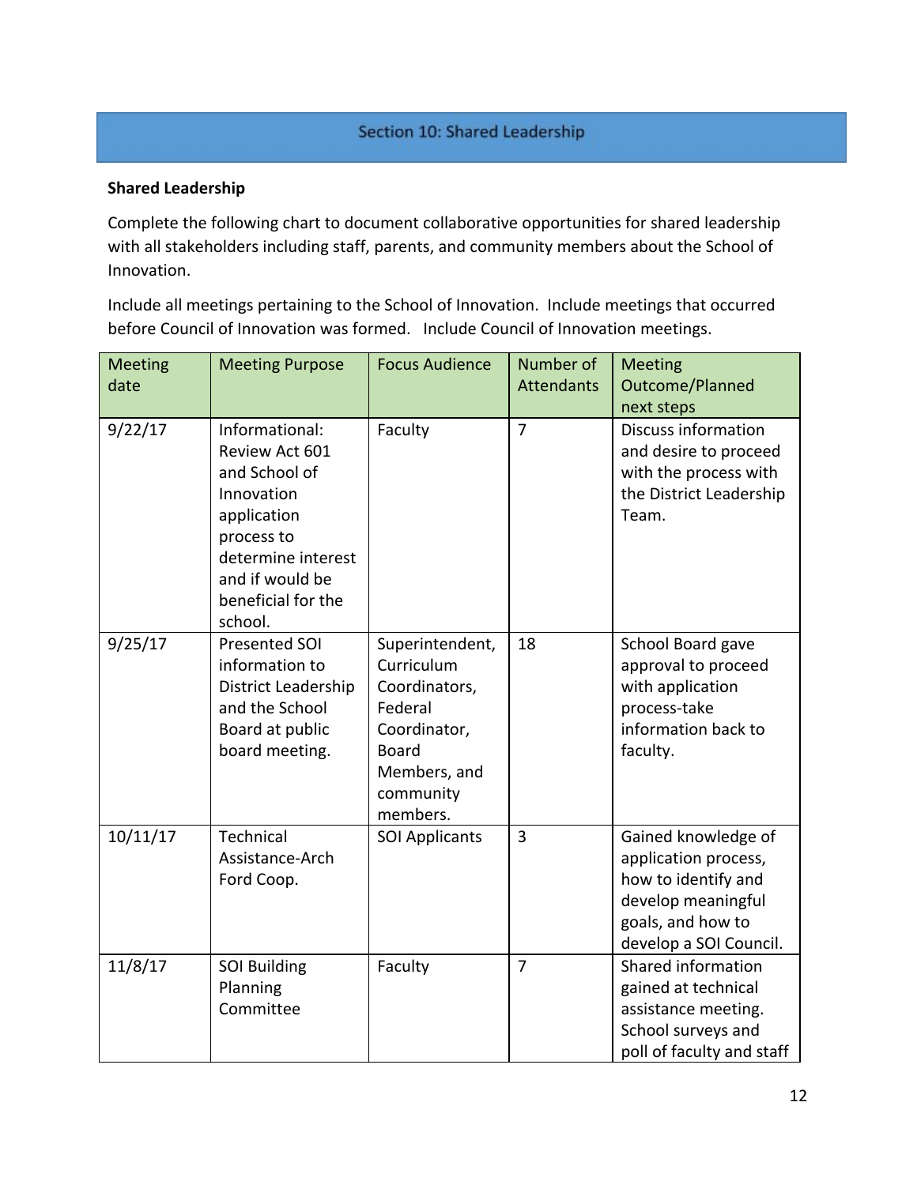## Section 10: Shared Leadership

**Shared Leadership**

Complete the following chart to document collaborative opportunities for shared leadership with all stakeholders including staff, parents, and community members about the School of Innovation.

Include all meetings pertaining to the School of Innovation. Include meetings that occurred before Council of Innovation was formed. Include Council of Innovation meetings.

| Meeting date | Meeting Purpose | Focus Audience | Number of Attendants | Meeting Outcome/Planned next steps |
|---|---|---|---|---|
| 9/22/17 | Informational: Review Act 601 and School of Innovation application process to determine interest and if would be beneficial for the school. | Faculty | 7 | Discuss information and desire to proceed with the process with the District Leadership Team. |
| 9/25/17 | Presented SOI information to District Leadership and the School Board at public board meeting. | Superintendent, Curriculum Coordinators, Federal Coordinator, Board Members, and community members. | 18 | School Board gave approval to proceed with application process-take information back to faculty. |
| 10/11/17 | Technical Assistance-Arch Ford Coop. | SOI Applicants | 3 | Gained knowledge of application process, how to identify and develop meaningful goals, and how to develop a SOI Council. |
| 11/8/17 | SOI Building Planning Committee | Faculty | 7 | Shared information gained at technical assistance meeting. School surveys and poll of faculty and staff |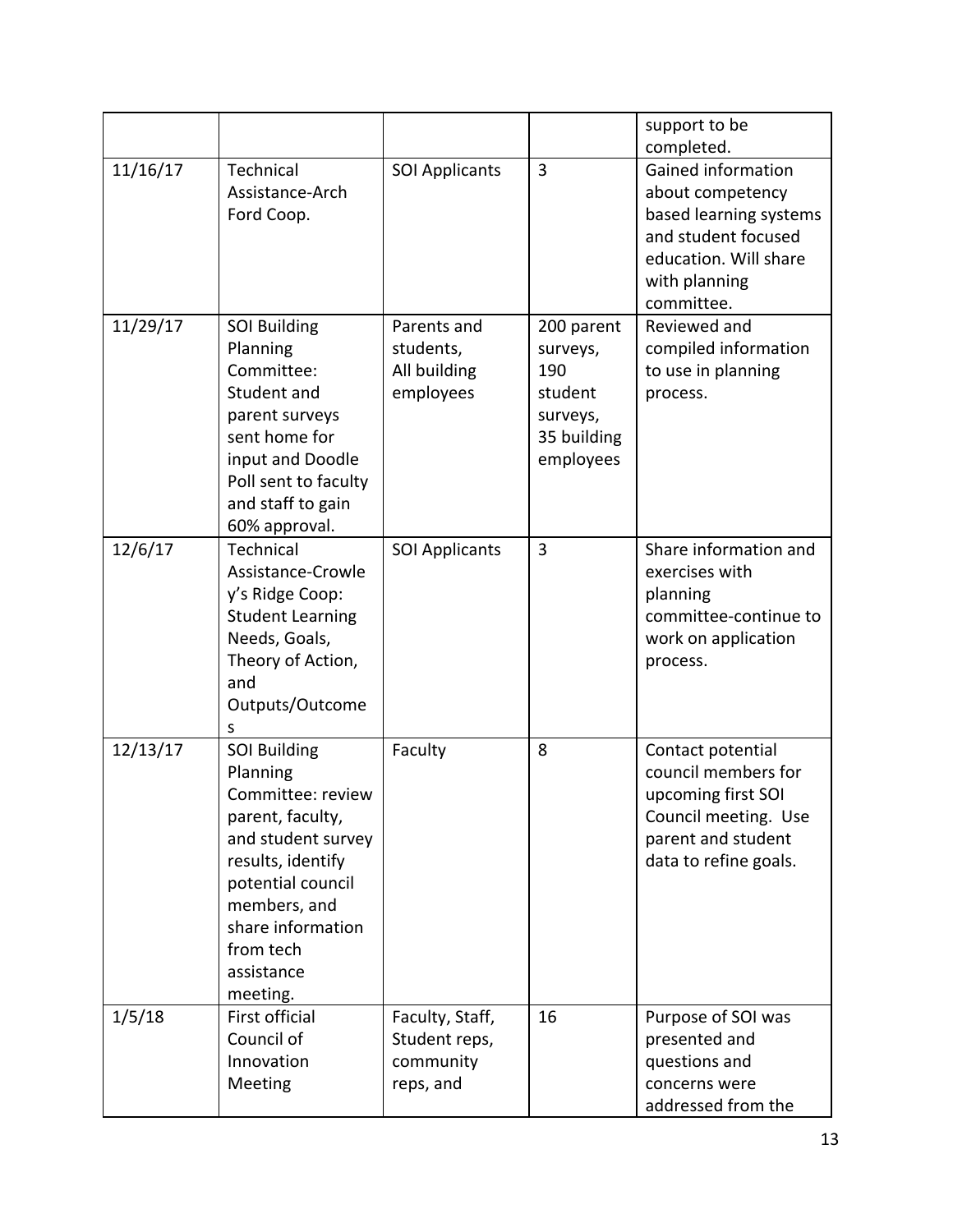| | | | | |
|---|---|---|---|---|
| | | | | support to be completed. |
| 11/16/17 | Technical Assistance-Arch Ford Coop. | SOI Applicants | 3 | Gained information about competency based learning systems and student focused education. Will share with planning committee. |
| 11/29/17 | SOI Building Planning Committee: Student and parent surveys sent home for input and Doodle Poll sent to faculty and staff to gain 60% approval. | Parents and students, All building employees | 200 parent surveys, 190 student surveys, 35 building employees | Reviewed and compiled information to use in planning process. |
| 12/6/17 | Technical Assistance-Crowley's Ridge Coop: Student Learning Needs, Goals, Theory of Action, and Outputs/Outcomes | SOI Applicants | 3 | Share information and exercises with planning committee-continue to work on application process. |
| 12/13/17 | SOI Building Planning Committee: review parent, faculty, and student survey results, identify potential council members, and share information from tech assistance meeting. | Faculty | 8 | Contact potential council members for upcoming first SOI Council meeting. Use parent and student data to refine goals. |
| 1/5/18 | First official Council of Innovation Meeting | Faculty, Staff, Student reps, community reps, and | 16 | Purpose of SOI was presented and questions and concerns were addressed from the |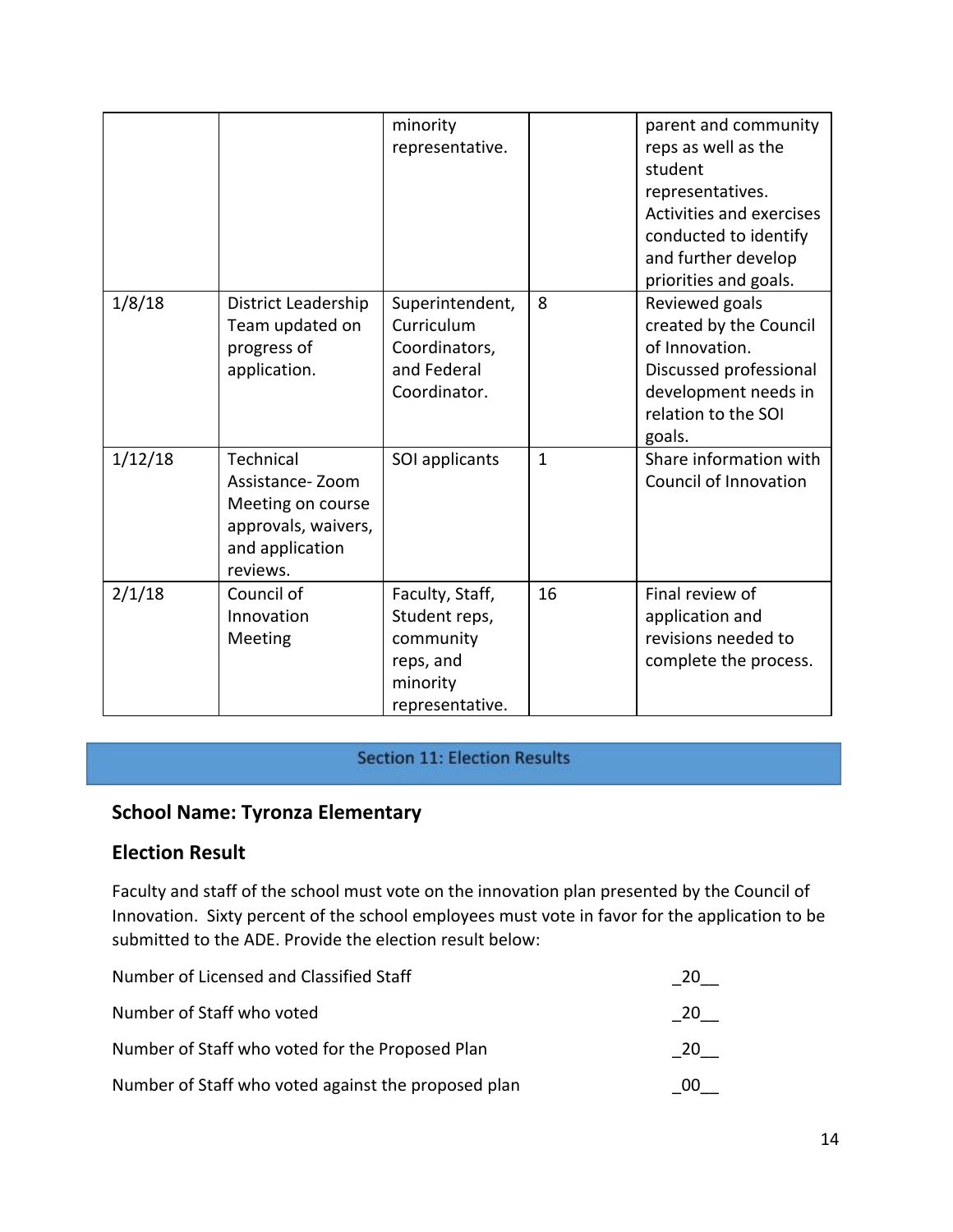| | | | | |
|---|---|---|---|---|
| | | minority representative. | | parent and community reps as well as the student representatives. Activities and exercises conducted to identify and further develop priorities and goals. |
| 1/8/18 | District Leadership Team updated on progress of application. | Superintendent, Curriculum Coordinators, and Federal Coordinator. | 8 | Reviewed goals created by the Council of Innovation. Discussed professional development needs in relation to the SOI goals. |
| 1/12/18 | Technical Assistance- Zoom Meeting on course approvals, waivers, and application reviews. | SOI applicants | 1 | Share information with Council of Innovation |
| 2/1/18 | Council of Innovation Meeting | Faculty, Staff, Student reps, community reps, and minority representative. | 16 | Final review of application and revisions needed to complete the process. |

## Section 11: Election Results

### School Name: Tyronza Elementary

### Election Result

Faculty and staff of the school must vote on the innovation plan presented by the Council of Innovation. Sixty percent of the school employees must vote in favor for the application to be submitted to the ADE. Provide the election result below:

Number of Licensed and Classified Staff _20__

Number of Staff who voted _20__

Number of Staff who voted for the Proposed Plan _20__

Number of Staff who voted against the proposed plan _00__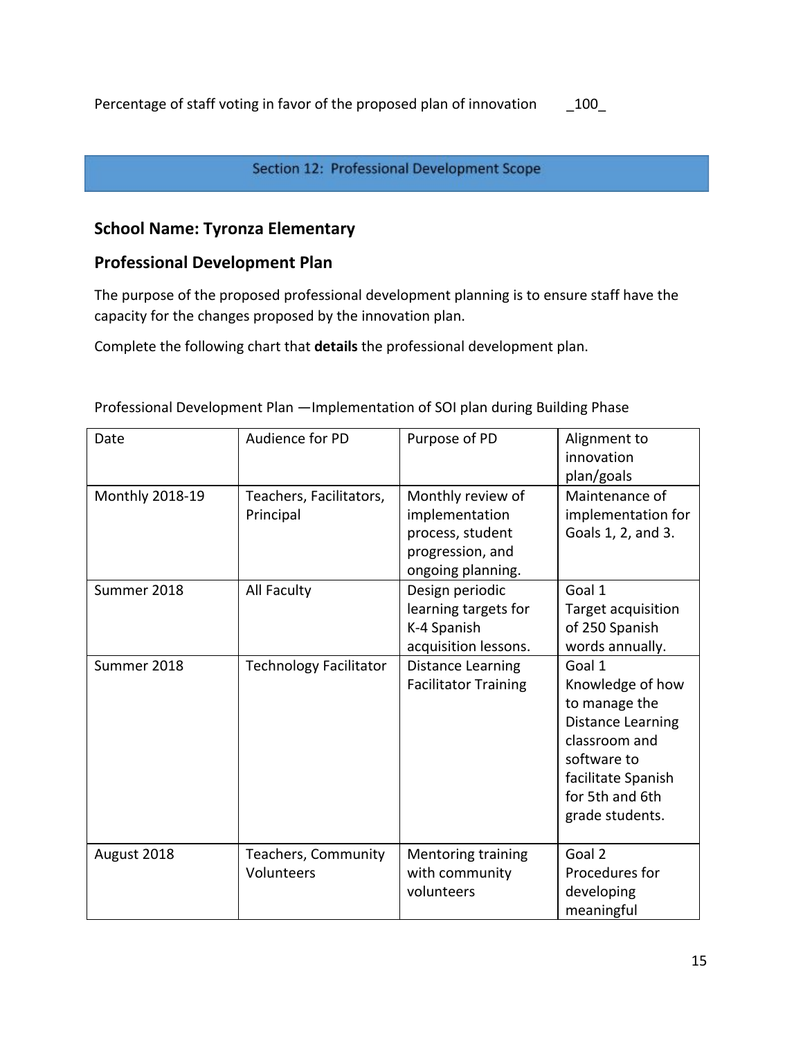Percentage of staff voting in favor of the proposed plan of innovation _100_

## Section 12: Professional Development Scope

### School Name: Tyronza Elementary

### Professional Development Plan

The purpose of the proposed professional development planning is to ensure staff have the capacity for the changes proposed by the innovation plan.

Complete the following chart that **details** the professional development plan.

Professional Development Plan —Implementation of SOI plan during Building Phase

| Date | Audience for PD | Purpose of PD | Alignment to innovation plan/goals |
|---|---|---|---|
| Monthly 2018-19 | Teachers, Facilitators, Principal | Monthly review of implementation process, student progression, and ongoing planning. | Maintenance of implementation for Goals 1, 2, and 3. |
| Summer 2018 | All Faculty | Design periodic learning targets for K-4 Spanish acquisition lessons. | Goal 1 Target acquisition of 250 Spanish words annually. |
| Summer 2018 | Technology Facilitator | Distance Learning Facilitator Training | Goal 1 Knowledge of how to manage the Distance Learning classroom and software to facilitate Spanish for 5th and 6th grade students. |
| August 2018 | Teachers, Community Volunteers | Mentoring training with community volunteers | Goal 2 Procedures for developing meaningful |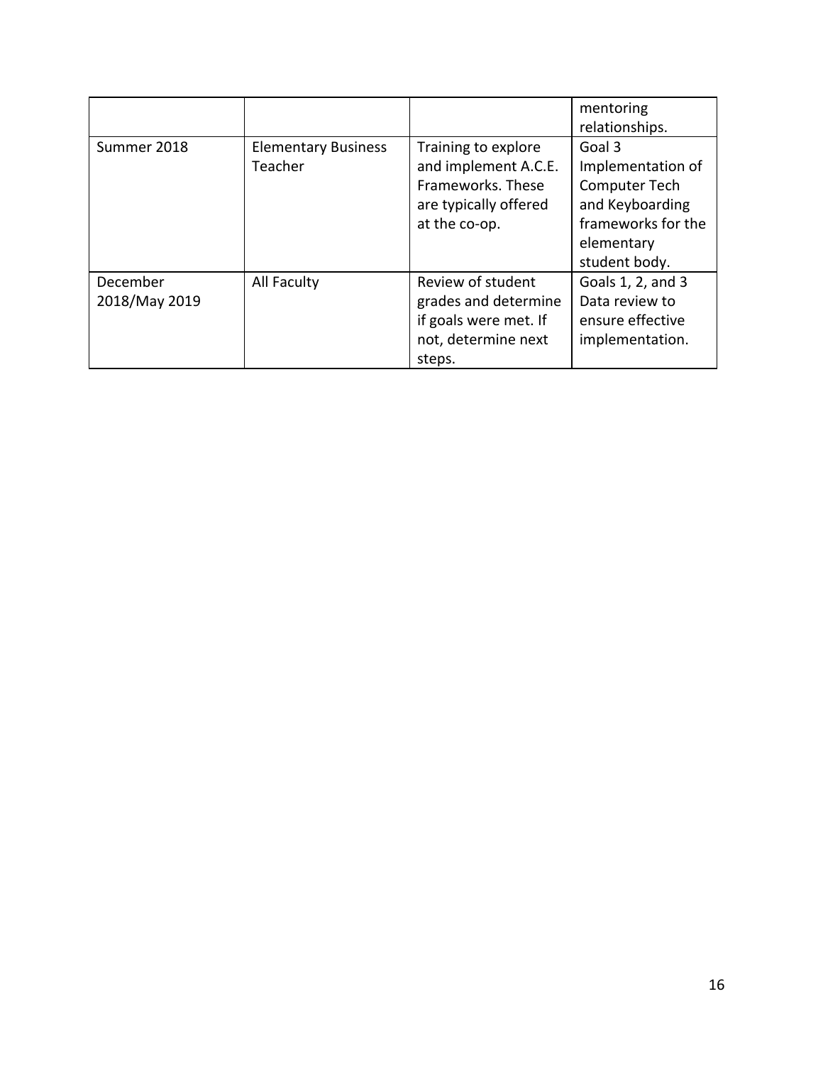| | | | |
|---|---|---|---|
| | | | mentoring relationships. |
| Summer 2018 | Elementary Business Teacher | Training to explore and implement A.C.E. Frameworks. These are typically offered at the co-op. | Goal 3 Implementation of Computer Tech and Keyboarding frameworks for the elementary student body. |
| December 2018/May 2019 | All Faculty | Review of student grades and determine if goals were met. If not, determine next steps. | Goals 1, 2, and 3 Data review to ensure effective implementation. |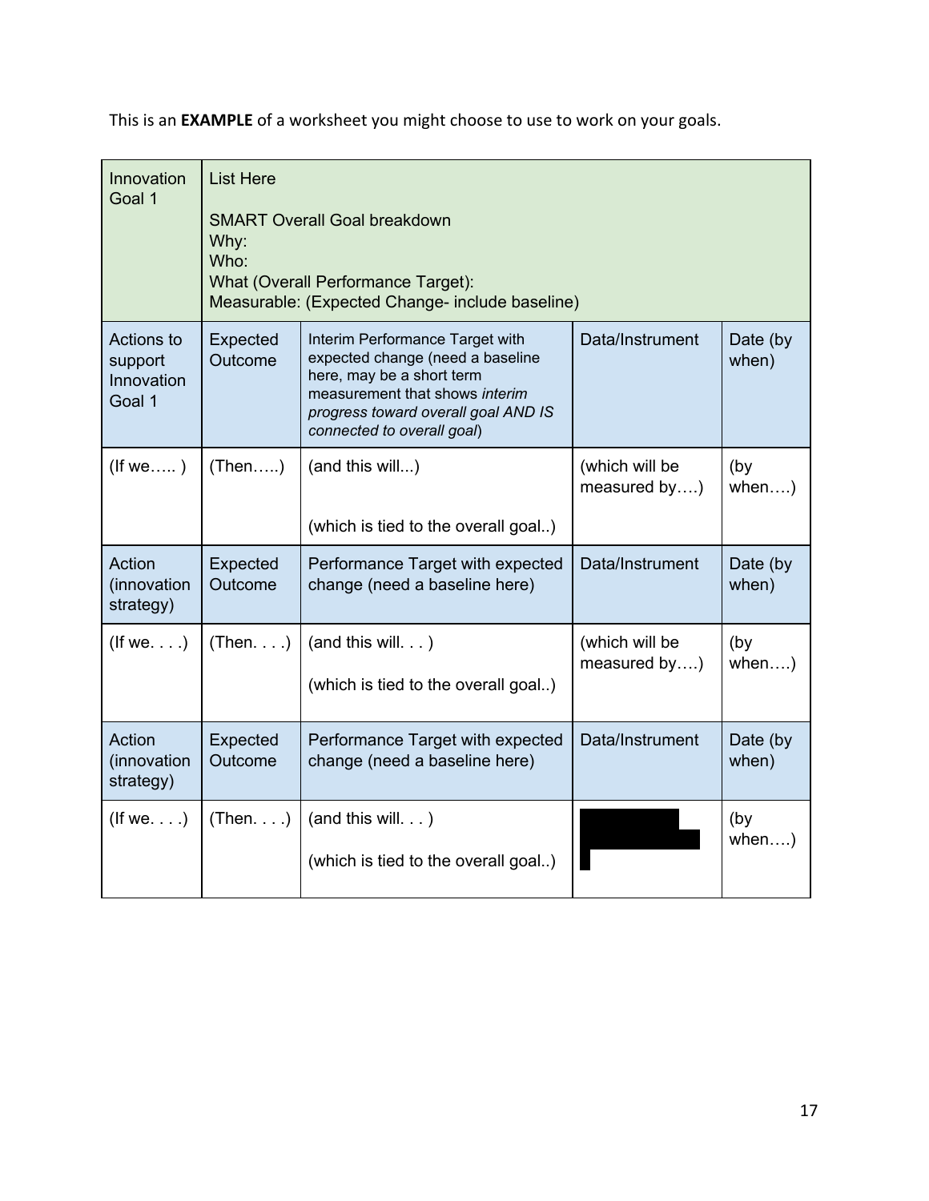This is an **EXAMPLE** of a worksheet you might choose to use to work on your goals.

| | | | | |
|---|---|---|---|---|
| Innovation Goal 1 | List Here<br><br>SMART Overall Goal breakdown<br>Why:<br>Who:<br>What (Overall Performance Target):<br>Measurable: (Expected Change- include baseline) | | | |
| Actions to support Innovation Goal 1 | Expected Outcome | Interim Performance Target with expected change (need a baseline here, may be a short term measurement that shows *interim progress toward overall goal AND IS connected to overall goal*) | Data/Instrument | Date (by when) |
| (If we….. ) | (Then…..) | (and this will...)<br><br>(which is tied to the overall goal..) | (which will be measured by….) | (by when….) |
| Action (innovation strategy) | Expected Outcome | Performance Target with expected change (need a baseline here) | Data/Instrument | Date (by when) |
| (If we. . . .) | (Then. . . .) | (and this will. . . )<br><br>(which is tied to the overall goal..) | (which will be measured by….) | (by when….) |
| Action (innovation strategy) | Expected Outcome | Performance Target with expected change (need a baseline here) | Data/Instrument | Date (by when) |
| (If we. . . .) | (Then. . . .) | (and this will. . . )<br><br>(which is tied to the overall goal..) | | (by when….) |